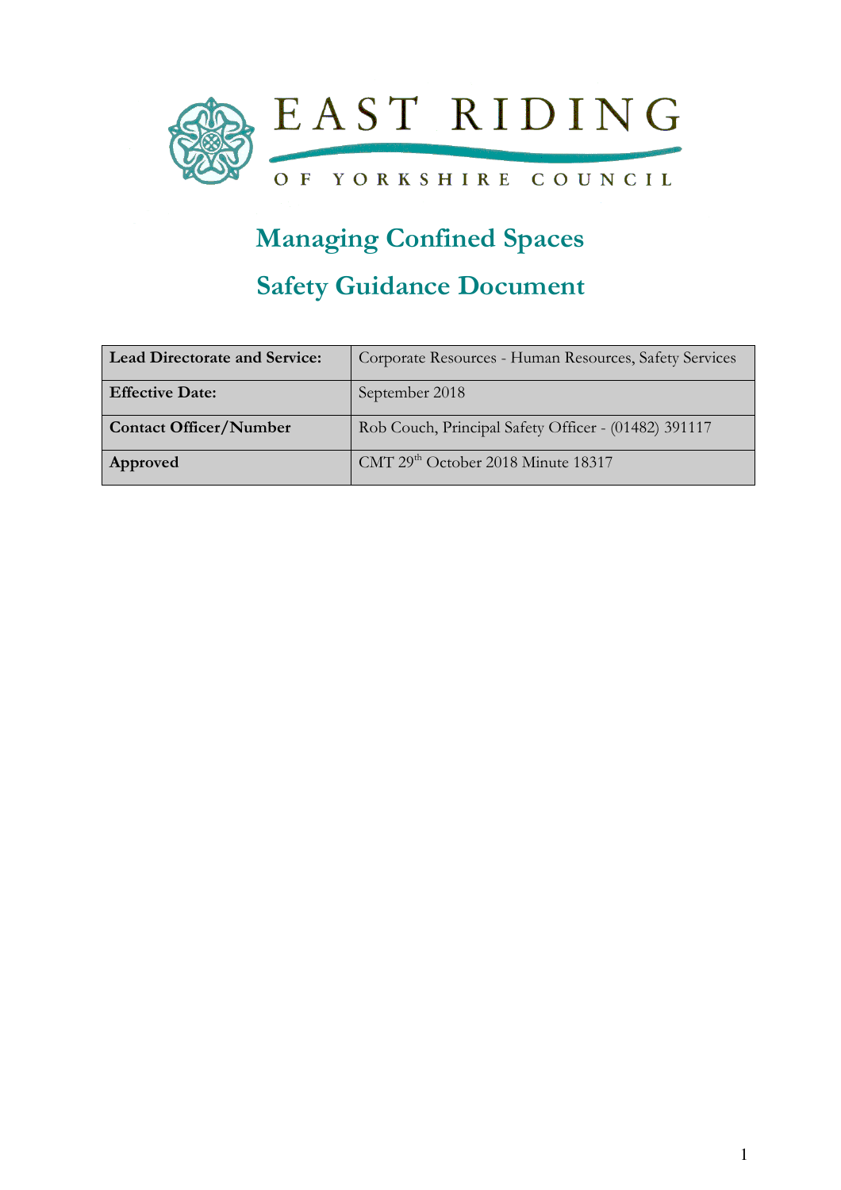EAST RIDING OF YORKSHIRE COUNCIL

# Managing Confined Spaces

## Safety Guidance Document

| **Lead Directorate and Service:** | Corporate Resources - Human Resources, Safety Services |
|---|---|
| **Effective Date:** | September 2018 |
| **Contact Officer/Number** | Rob Couch, Principal Safety Officer - (01482) 391117 |
| **Approved** | CMT 29th October 2018 Minute 18317 |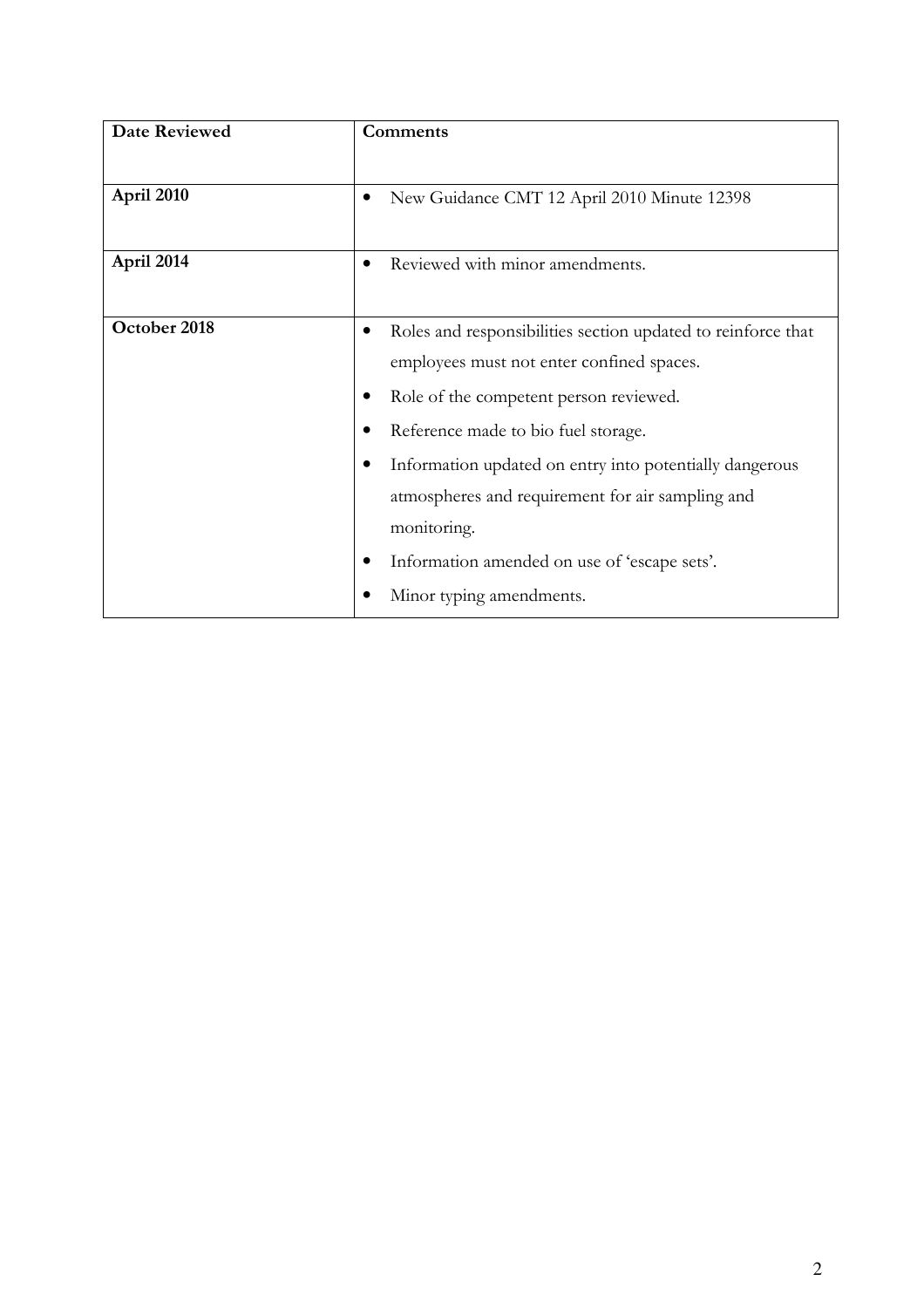| **Date Reviewed** | **Comments** |
| --- | --- |
| **April 2010** | • New Guidance CMT 12 April 2010 Minute 12398 |
| **April 2014** | • Reviewed with minor amendments. |
| **October 2018** | • Roles and responsibilities section updated to reinforce that employees must not enter confined spaces.<br>• Role of the competent person reviewed.<br>• Reference made to bio fuel storage.<br>• Information updated on entry into potentially dangerous atmospheres and requirement for air sampling and monitoring.<br>• Information amended on use of 'escape sets'.<br>• Minor typing amendments. |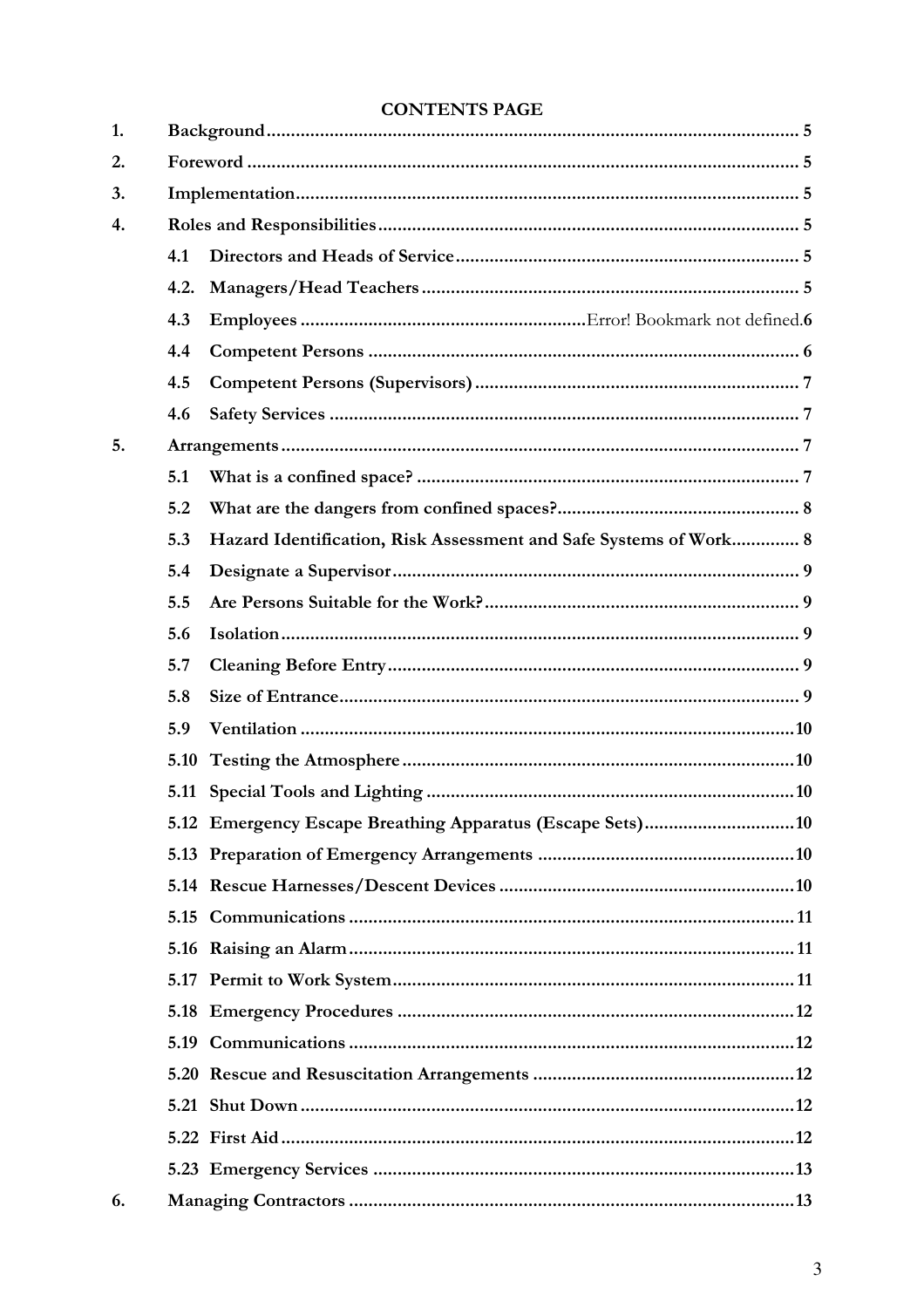**CONTENTS PAGE**

1. **Background** ........ 5
2. **Foreword** ........ 5
3. **Implementation** ........ 5
4. **Roles and Responsibilities** ........ 5
   - 4.1 **Directors and Heads of Service** ........ 5
   - 4.2. **Managers/Head Teachers** ........ 5
   - 4.3 **Employees** ........ Error! Bookmark not defined.6
   - 4.4 **Competent Persons** ........ 6
   - 4.5 **Competent Persons (Supervisors)** ........ 7
   - 4.6 **Safety Services** ........ 7
5. **Arrangements** ........ 7
   - 5.1 **What is a confined space?** ........ 7
   - 5.2 **What are the dangers from confined spaces?** ........ 8
   - 5.3 **Hazard Identification, Risk Assessment and Safe Systems of Work** ........ 8
   - 5.4 **Designate a Supervisor** ........ 9
   - 5.5 **Are Persons Suitable for the Work?** ........ 9
   - 5.6 **Isolation** ........ 9
   - 5.7 **Cleaning Before Entry** ........ 9
   - 5.8 **Size of Entrance** ........ 9
   - 5.9 **Ventilation** ........ 10
   - 5.10 **Testing the Atmosphere** ........ 10
   - 5.11 **Special Tools and Lighting** ........ 10
   - 5.12 **Emergency Escape Breathing Apparatus (Escape Sets)** ........ 10
   - 5.13 **Preparation of Emergency Arrangements** ........ 10
   - 5.14 **Rescue Harnesses/Descent Devices** ........ 10
   - 5.15 **Communications** ........ 11
   - 5.16 **Raising an Alarm** ........ 11
   - 5.17 **Permit to Work System** ........ 11
   - 5.18 **Emergency Procedures** ........ 12
   - 5.19 **Communications** ........ 12
   - 5.20 **Rescue and Resuscitation Arrangements** ........ 12
   - 5.21 **Shut Down** ........ 12
   - 5.22 **First Aid** ........ 12
   - 5.23 **Emergency Services** ........ 13
6. **Managing Contractors** ........ 13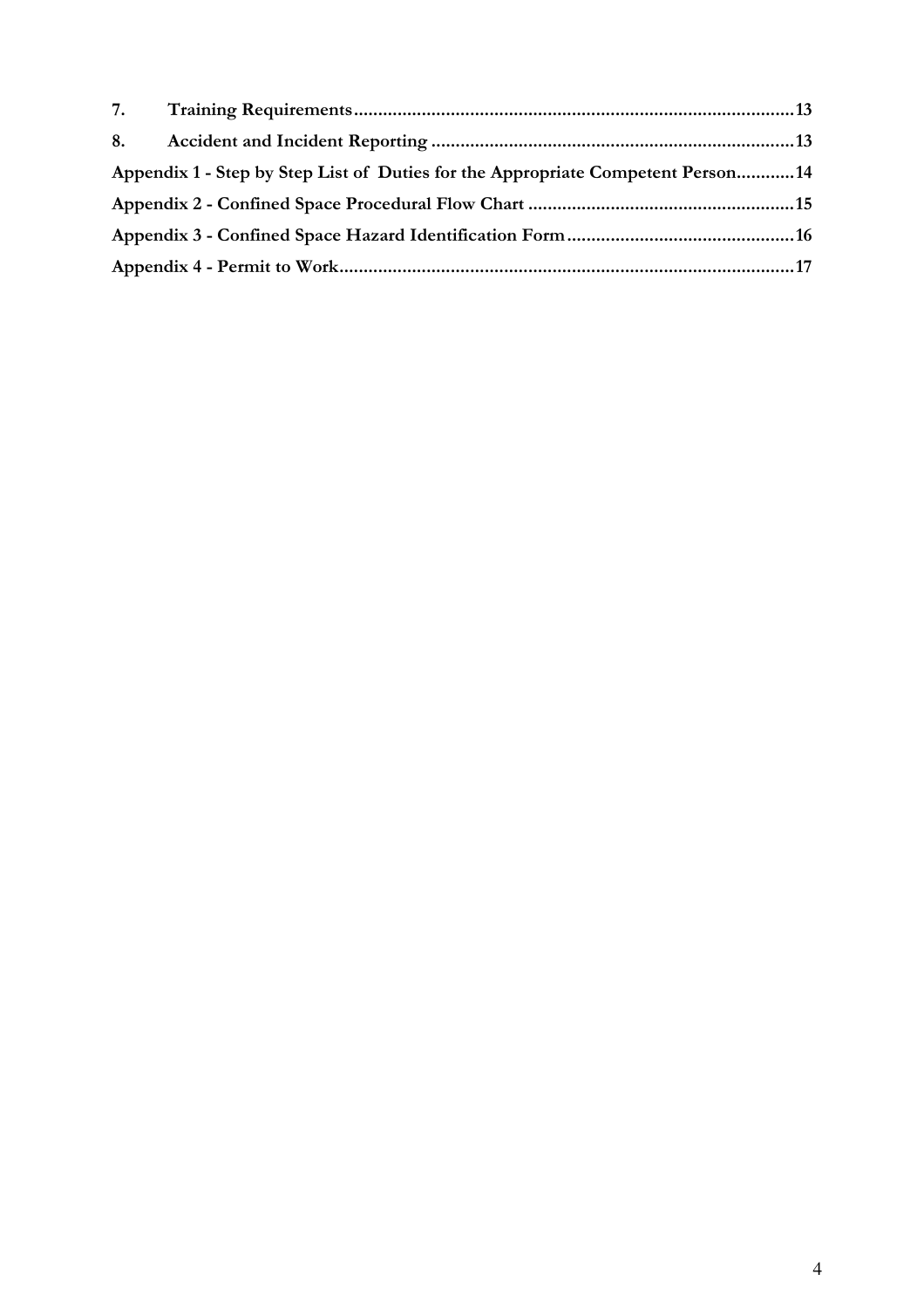**7. Training Requirements ..................................................................................13**

**8. Accident and Incident Reporting ...........................................................................13**

**Appendix 1 - Step by Step List of  Duties for the Appropriate Competent Person............14**

**Appendix 2 - Confined Space Procedural Flow Chart .......................................................15**

**Appendix 3 - Confined Space Hazard Identification Form...............................................16**

**Appendix 4 - Permit to Work..............................................................................................17**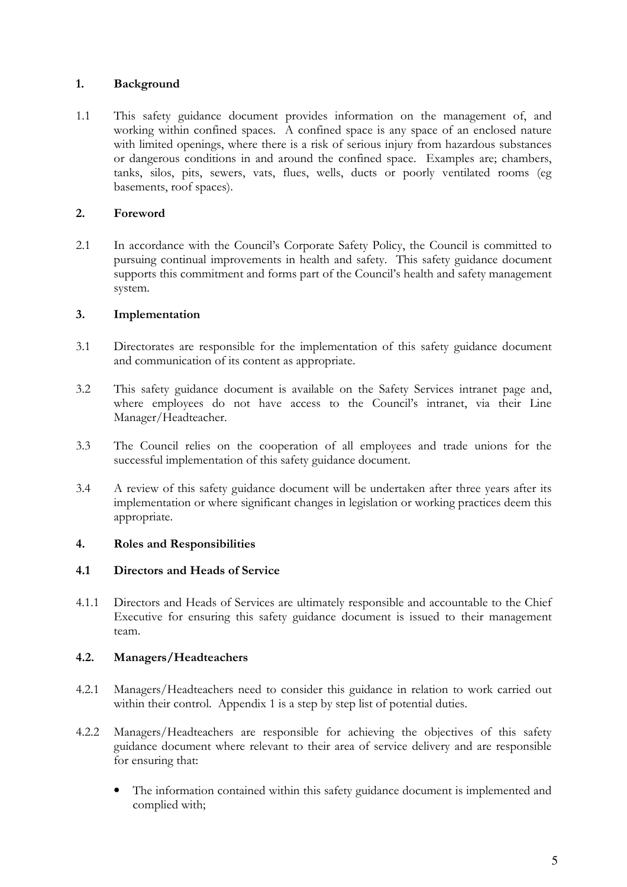## 1. Background

1.1 This safety guidance document provides information on the management of, and working within confined spaces. A confined space is any space of an enclosed nature with limited openings, where there is a risk of serious injury from hazardous substances or dangerous conditions in and around the confined space. Examples are; chambers, tanks, silos, pits, sewers, vats, flues, wells, ducts or poorly ventilated rooms (eg basements, roof spaces).

## 2. Foreword

2.1 In accordance with the Council's Corporate Safety Policy, the Council is committed to pursuing continual improvements in health and safety. This safety guidance document supports this commitment and forms part of the Council's health and safety management system.

## 3. Implementation

3.1 Directorates are responsible for the implementation of this safety guidance document and communication of its content as appropriate.

3.2 This safety guidance document is available on the Safety Services intranet page and, where employees do not have access to the Council's intranet, via their Line Manager/Headteacher.

3.3 The Council relies on the cooperation of all employees and trade unions for the successful implementation of this safety guidance document.

3.4 A review of this safety guidance document will be undertaken after three years after its implementation or where significant changes in legislation or working practices deem this appropriate.

## 4. Roles and Responsibilities

### 4.1 Directors and Heads of Service

4.1.1 Directors and Heads of Services are ultimately responsible and accountable to the Chief Executive for ensuring this safety guidance document is issued to their management team.

### 4.2. Managers/Headteachers

4.2.1 Managers/Headteachers need to consider this guidance in relation to work carried out within their control. Appendix 1 is a step by step list of potential duties.

4.2.2 Managers/Headteachers are responsible for achieving the objectives of this safety guidance document where relevant to their area of service delivery and are responsible for ensuring that:

- The information contained within this safety guidance document is implemented and complied with;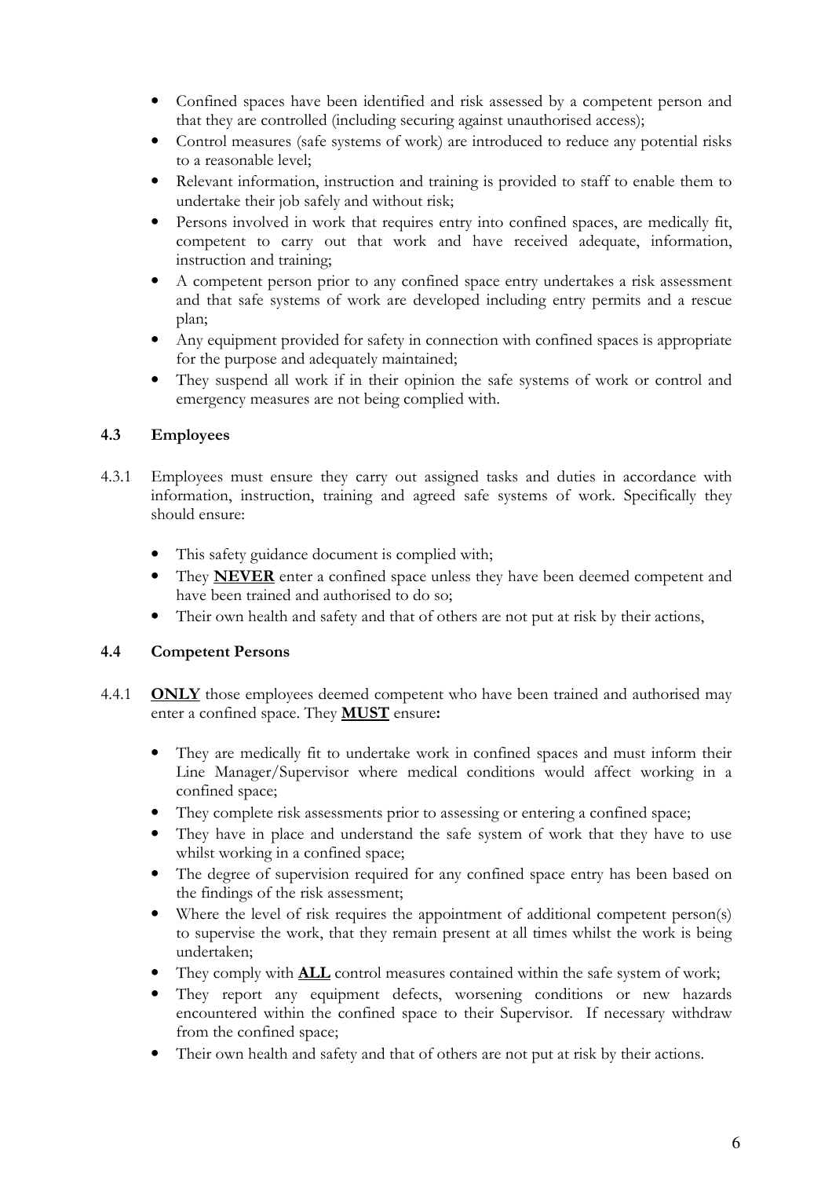- Confined spaces have been identified and risk assessed by a competent person and that they are controlled (including securing against unauthorised access);
- Control measures (safe systems of work) are introduced to reduce any potential risks to a reasonable level;
- Relevant information, instruction and training is provided to staff to enable them to undertake their job safely and without risk;
- Persons involved in work that requires entry into confined spaces, are medically fit, competent to carry out that work and have received adequate, information, instruction and training;
- A competent person prior to any confined space entry undertakes a risk assessment and that safe systems of work are developed including entry permits and a rescue plan;
- Any equipment provided for safety in connection with confined spaces is appropriate for the purpose and adequately maintained;
- They suspend all work if in their opinion the safe systems of work or control and emergency measures are not being complied with.

### 4.3 Employees

4.3.1 Employees must ensure they carry out assigned tasks and duties in accordance with information, instruction, training and agreed safe systems of work. Specifically they should ensure:

- This safety guidance document is complied with;
- They **NEVER** enter a confined space unless they have been deemed competent and have been trained and authorised to do so;
- Their own health and safety and that of others are not put at risk by their actions,

### 4.4 Competent Persons

4.4.1 **ONLY** those employees deemed competent who have been trained and authorised may enter a confined space. They **MUST** ensure**:**

- They are medically fit to undertake work in confined spaces and must inform their Line Manager/Supervisor where medical conditions would affect working in a confined space;
- They complete risk assessments prior to assessing or entering a confined space;
- They have in place and understand the safe system of work that they have to use whilst working in a confined space;
- The degree of supervision required for any confined space entry has been based on the findings of the risk assessment;
- Where the level of risk requires the appointment of additional competent person(s) to supervise the work, that they remain present at all times whilst the work is being undertaken;
- They comply with **ALL** control measures contained within the safe system of work;
- They report any equipment defects, worsening conditions or new hazards encountered within the confined space to their Supervisor. If necessary withdraw from the confined space;
- Their own health and safety and that of others are not put at risk by their actions.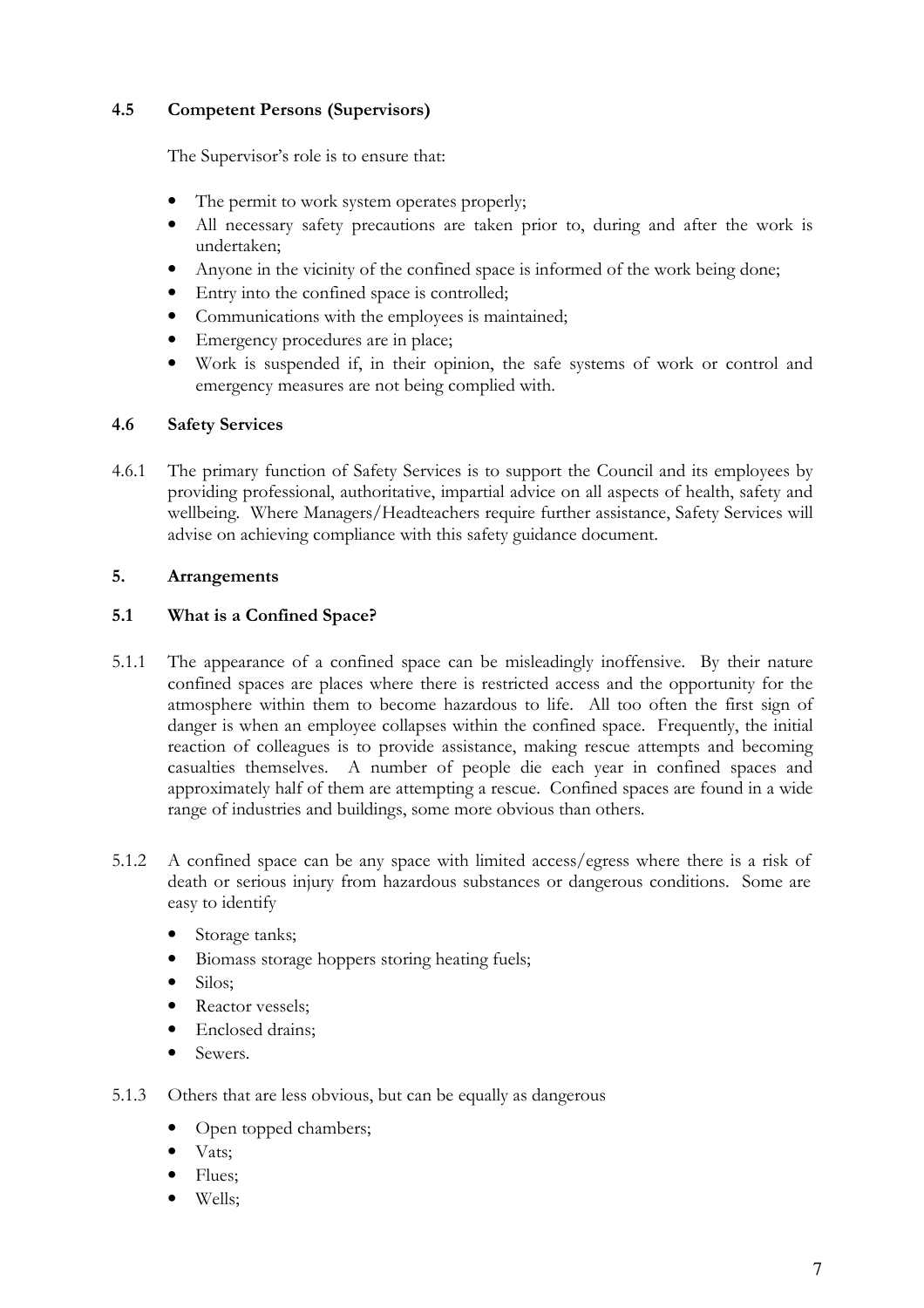### 4.5 Competent Persons (Supervisors)

The Supervisor's role is to ensure that:

- The permit to work system operates properly;
- All necessary safety precautions are taken prior to, during and after the work is undertaken;
- Anyone in the vicinity of the confined space is informed of the work being done;
- Entry into the confined space is controlled;
- Communications with the employees is maintained;
- Emergency procedures are in place;
- Work is suspended if, in their opinion, the safe systems of work or control and emergency measures are not being complied with.

### 4.6 Safety Services

4.6.1 The primary function of Safety Services is to support the Council and its employees by providing professional, authoritative, impartial advice on all aspects of health, safety and wellbeing. Where Managers/Headteachers require further assistance, Safety Services will advise on achieving compliance with this safety guidance document.

## 5. Arrangements

### 5.1 What is a Confined Space?

5.1.1 The appearance of a confined space can be misleadingly inoffensive. By their nature confined spaces are places where there is restricted access and the opportunity for the atmosphere within them to become hazardous to life. All too often the first sign of danger is when an employee collapses within the confined space. Frequently, the initial reaction of colleagues is to provide assistance, making rescue attempts and becoming casualties themselves. A number of people die each year in confined spaces and approximately half of them are attempting a rescue. Confined spaces are found in a wide range of industries and buildings, some more obvious than others.

5.1.2 A confined space can be any space with limited access/egress where there is a risk of death or serious injury from hazardous substances or dangerous conditions. Some are easy to identify

- Storage tanks;
- Biomass storage hoppers storing heating fuels;
- Silos;
- Reactor vessels;
- Enclosed drains;
- Sewers.

5.1.3 Others that are less obvious, but can be equally as dangerous

- Open topped chambers;
- Vats;
- Flues;
- Wells;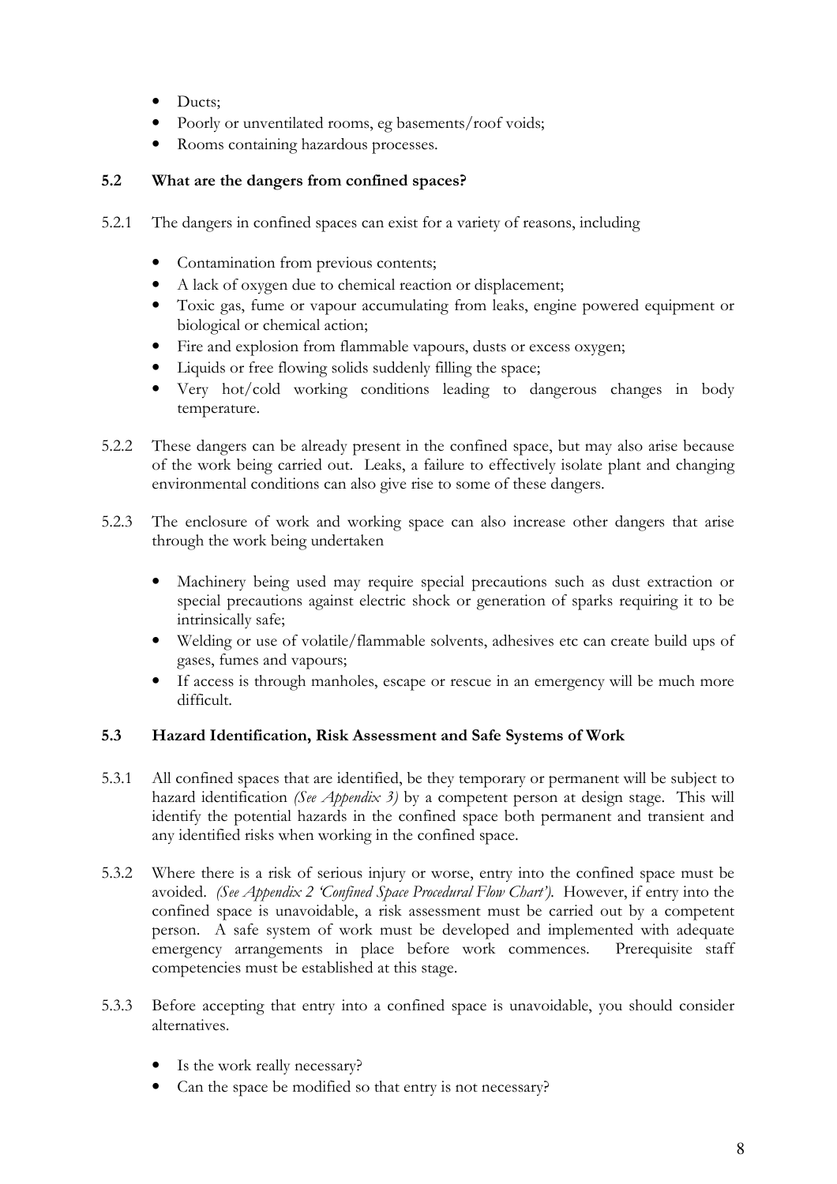- Ducts;
- Poorly or unventilated rooms, eg basements/roof voids;
- Rooms containing hazardous processes.

### 5.2 What are the dangers from confined spaces?

5.2.1 The dangers in confined spaces can exist for a variety of reasons, including

- Contamination from previous contents;
- A lack of oxygen due to chemical reaction or displacement;
- Toxic gas, fume or vapour accumulating from leaks, engine powered equipment or biological or chemical action;
- Fire and explosion from flammable vapours, dusts or excess oxygen;
- Liquids or free flowing solids suddenly filling the space;
- Very hot/cold working conditions leading to dangerous changes in body temperature.

5.2.2 These dangers can be already present in the confined space, but may also arise because of the work being carried out. Leaks, a failure to effectively isolate plant and changing environmental conditions can also give rise to some of these dangers.

5.2.3 The enclosure of work and working space can also increase other dangers that arise through the work being undertaken

- Machinery being used may require special precautions such as dust extraction or special precautions against electric shock or generation of sparks requiring it to be intrinsically safe;
- Welding or use of volatile/flammable solvents, adhesives etc can create build ups of gases, fumes and vapours;
- If access is through manholes, escape or rescue in an emergency will be much more difficult.

### 5.3 Hazard Identification, Risk Assessment and Safe Systems of Work

5.3.1 All confined spaces that are identified, be they temporary or permanent will be subject to hazard identification *(See Appendix 3)* by a competent person at design stage. This will identify the potential hazards in the confined space both permanent and transient and any identified risks when working in the confined space.

5.3.2 Where there is a risk of serious injury or worse, entry into the confined space must be avoided. *(See Appendix 2 'Confined Space Procedural Flow Chart').* However, if entry into the confined space is unavoidable, a risk assessment must be carried out by a competent person. A safe system of work must be developed and implemented with adequate emergency arrangements in place before work commences. Prerequisite staff competencies must be established at this stage.

5.3.3 Before accepting that entry into a confined space is unavoidable, you should consider alternatives.

- Is the work really necessary?
- Can the space be modified so that entry is not necessary?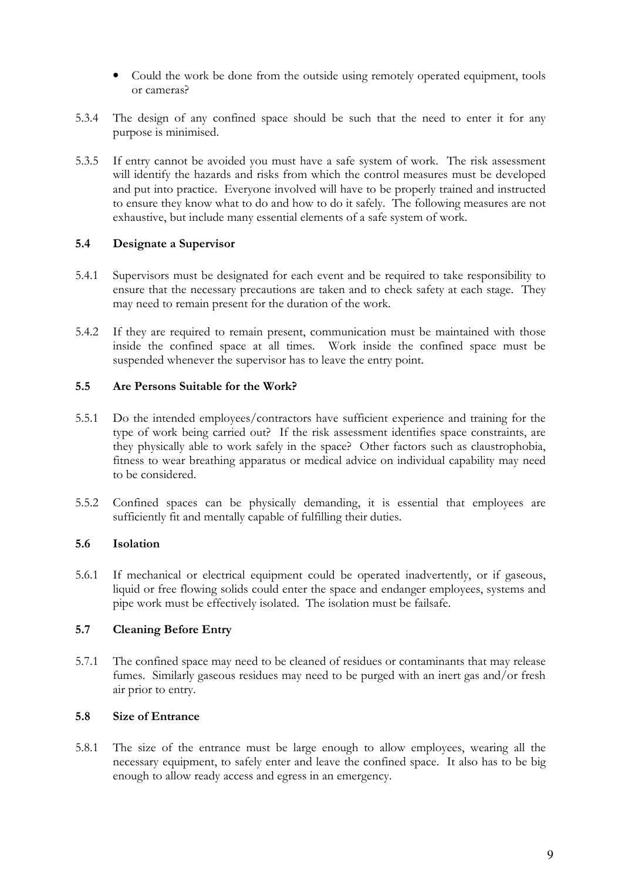- Could the work be done from the outside using remotely operated equipment, tools or cameras?

5.3.4 The design of any confined space should be such that the need to enter it for any purpose is minimised.

5.3.5 If entry cannot be avoided you must have a safe system of work. The risk assessment will identify the hazards and risks from which the control measures must be developed and put into practice. Everyone involved will have to be properly trained and instructed to ensure they know what to do and how to do it safely. The following measures are not exhaustive, but include many essential elements of a safe system of work.

### 5.4 Designate a Supervisor

5.4.1 Supervisors must be designated for each event and be required to take responsibility to ensure that the necessary precautions are taken and to check safety at each stage. They may need to remain present for the duration of the work.

5.4.2 If they are required to remain present, communication must be maintained with those inside the confined space at all times. Work inside the confined space must be suspended whenever the supervisor has to leave the entry point.

### 5.5 Are Persons Suitable for the Work?

5.5.1 Do the intended employees/contractors have sufficient experience and training for the type of work being carried out? If the risk assessment identifies space constraints, are they physically able to work safely in the space? Other factors such as claustrophobia, fitness to wear breathing apparatus or medical advice on individual capability may need to be considered.

5.5.2 Confined spaces can be physically demanding, it is essential that employees are sufficiently fit and mentally capable of fulfilling their duties.

### 5.6 Isolation

5.6.1 If mechanical or electrical equipment could be operated inadvertently, or if gaseous, liquid or free flowing solids could enter the space and endanger employees, systems and pipe work must be effectively isolated. The isolation must be failsafe.

### 5.7 Cleaning Before Entry

5.7.1 The confined space may need to be cleaned of residues or contaminants that may release fumes. Similarly gaseous residues may need to be purged with an inert gas and/or fresh air prior to entry.

### 5.8 Size of Entrance

5.8.1 The size of the entrance must be large enough to allow employees, wearing all the necessary equipment, to safely enter and leave the confined space. It also has to be big enough to allow ready access and egress in an emergency.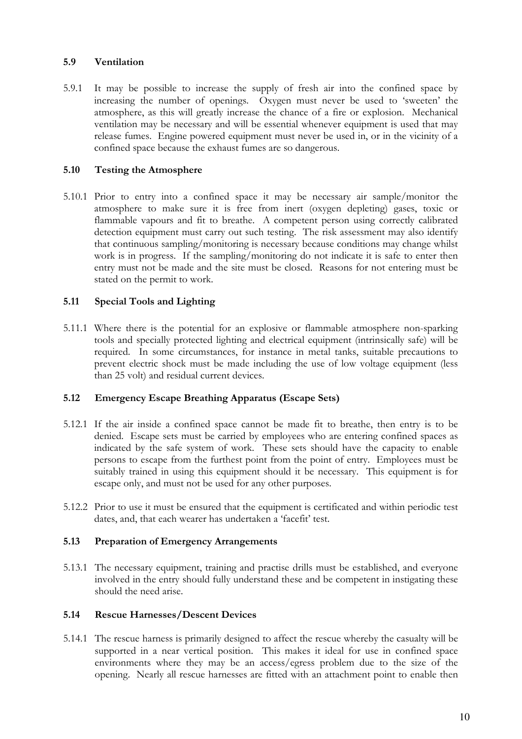### 5.9 Ventilation

5.9.1 It may be possible to increase the supply of fresh air into the confined space by increasing the number of openings. Oxygen must never be used to 'sweeten' the atmosphere, as this will greatly increase the chance of a fire or explosion. Mechanical ventilation may be necessary and will be essential whenever equipment is used that may release fumes. Engine powered equipment must never be used in, or in the vicinity of a confined space because the exhaust fumes are so dangerous.

### 5.10 Testing the Atmosphere

5.10.1 Prior to entry into a confined space it may be necessary air sample/monitor the atmosphere to make sure it is free from inert (oxygen depleting) gases, toxic or flammable vapours and fit to breathe. A competent person using correctly calibrated detection equipment must carry out such testing. The risk assessment may also identify that continuous sampling/monitoring is necessary because conditions may change whilst work is in progress. If the sampling/monitoring do not indicate it is safe to enter then entry must not be made and the site must be closed. Reasons for not entering must be stated on the permit to work.

### 5.11 Special Tools and Lighting

5.11.1 Where there is the potential for an explosive or flammable atmosphere non-sparking tools and specially protected lighting and electrical equipment (intrinsically safe) will be required. In some circumstances, for instance in metal tanks, suitable precautions to prevent electric shock must be made including the use of low voltage equipment (less than 25 volt) and residual current devices.

### 5.12 Emergency Escape Breathing Apparatus (Escape Sets)

5.12.1 If the air inside a confined space cannot be made fit to breathe, then entry is to be denied. Escape sets must be carried by employees who are entering confined spaces as indicated by the safe system of work. These sets should have the capacity to enable persons to escape from the furthest point from the point of entry. Employees must be suitably trained in using this equipment should it be necessary. This equipment is for escape only, and must not be used for any other purposes.

5.12.2 Prior to use it must be ensured that the equipment is certificated and within periodic test dates, and, that each wearer has undertaken a 'facefit' test.

### 5.13 Preparation of Emergency Arrangements

5.13.1 The necessary equipment, training and practise drills must be established, and everyone involved in the entry should fully understand these and be competent in instigating these should the need arise.

### 5.14 Rescue Harnesses/Descent Devices

5.14.1 The rescue harness is primarily designed to affect the rescue whereby the casualty will be supported in a near vertical position. This makes it ideal for use in confined space environments where they may be an access/egress problem due to the size of the opening. Nearly all rescue harnesses are fitted with an attachment point to enable then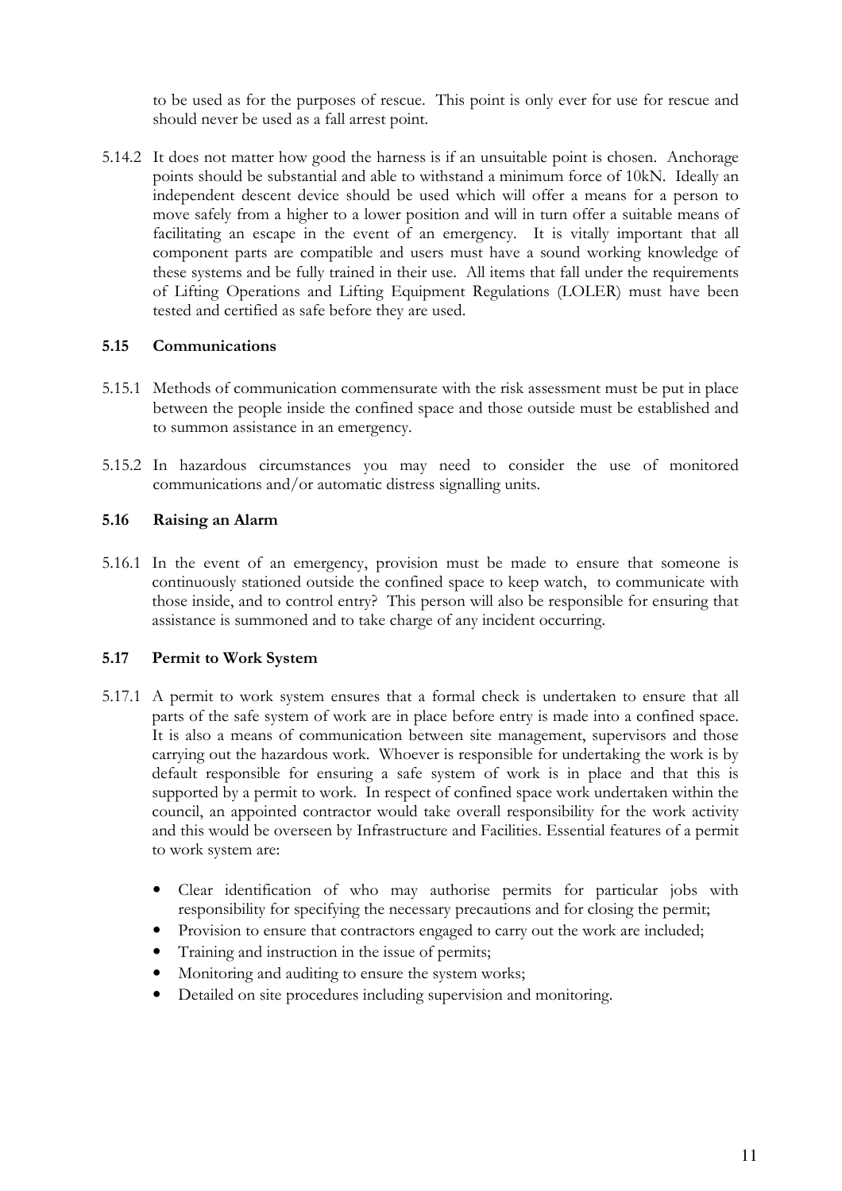to be used as for the purposes of rescue. This point is only ever for use for rescue and should never be used as a fall arrest point.

5.14.2 It does not matter how good the harness is if an unsuitable point is chosen. Anchorage points should be substantial and able to withstand a minimum force of 10kN. Ideally an independent descent device should be used which will offer a means for a person to move safely from a higher to a lower position and will in turn offer a suitable means of facilitating an escape in the event of an emergency. It is vitally important that all component parts are compatible and users must have a sound working knowledge of these systems and be fully trained in their use. All items that fall under the requirements of Lifting Operations and Lifting Equipment Regulations (LOLER) must have been tested and certified as safe before they are used.

### 5.15 Communications

5.15.1 Methods of communication commensurate with the risk assessment must be put in place between the people inside the confined space and those outside must be established and to summon assistance in an emergency.

5.15.2 In hazardous circumstances you may need to consider the use of monitored communications and/or automatic distress signalling units.

### 5.16 Raising an Alarm

5.16.1 In the event of an emergency, provision must be made to ensure that someone is continuously stationed outside the confined space to keep watch, to communicate with those inside, and to control entry? This person will also be responsible for ensuring that assistance is summoned and to take charge of any incident occurring.

### 5.17 Permit to Work System

5.17.1 A permit to work system ensures that a formal check is undertaken to ensure that all parts of the safe system of work are in place before entry is made into a confined space. It is also a means of communication between site management, supervisors and those carrying out the hazardous work. Whoever is responsible for undertaking the work is by default responsible for ensuring a safe system of work is in place and that this is supported by a permit to work. In respect of confined space work undertaken within the council, an appointed contractor would take overall responsibility for the work activity and this would be overseen by Infrastructure and Facilities. Essential features of a permit to work system are:

- Clear identification of who may authorise permits for particular jobs with responsibility for specifying the necessary precautions and for closing the permit;
- Provision to ensure that contractors engaged to carry out the work are included;
- Training and instruction in the issue of permits;
- Monitoring and auditing to ensure the system works;
- Detailed on site procedures including supervision and monitoring.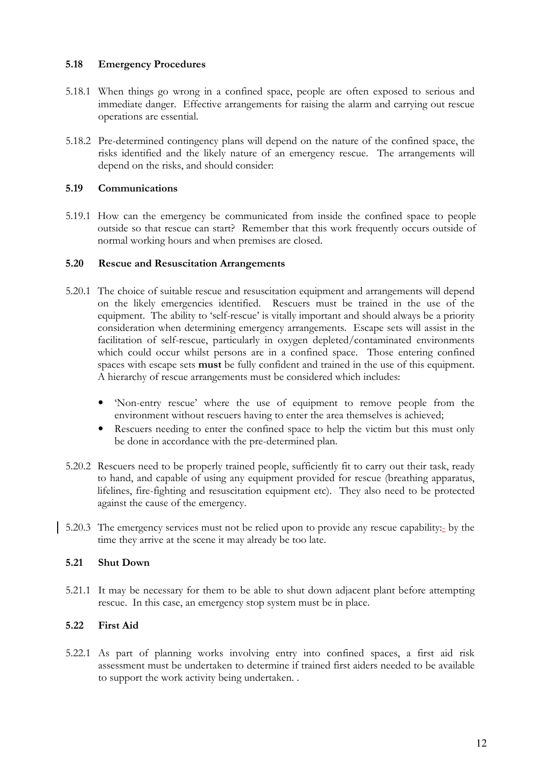### 5.18 Emergency Procedures

5.18.1 When things go wrong in a confined space, people are often exposed to serious and immediate danger. Effective arrangements for raising the alarm and carrying out rescue operations are essential.

5.18.2 Pre-determined contingency plans will depend on the nature of the confined space, the risks identified and the likely nature of an emergency rescue. The arrangements will depend on the risks, and should consider:

### 5.19 Communications

5.19.1 How can the emergency be communicated from inside the confined space to people outside so that rescue can start? Remember that this work frequently occurs outside of normal working hours and when premises are closed.

### 5.20 Rescue and Resuscitation Arrangements

5.20.1 The choice of suitable rescue and resuscitation equipment and arrangements will depend on the likely emergencies identified. Rescuers must be trained in the use of the equipment. The ability to 'self-rescue' is vitally important and should always be a priority consideration when determining emergency arrangements. Escape sets will assist in the facilitation of self-rescue, particularly in oxygen depleted/contaminated environments which could occur whilst persons are in a confined space. Those entering confined spaces with escape sets **must** be fully confident and trained in the use of this equipment. A hierarchy of rescue arrangements must be considered which includes:

- 'Non-entry rescue' where the use of equipment to remove people from the environment without rescuers having to enter the area themselves is achieved;
- Rescuers needing to enter the confined space to help the victim but this must only be done in accordance with the pre-determined plan.

5.20.2 Rescuers need to be properly trained people, sufficiently fit to carry out their task, ready to hand, and capable of using any equipment provided for rescue (breathing apparatus, lifelines, fire-fighting and resuscitation equipment etc). They also need to be protected against the cause of the emergency.

5.20.3 The emergency services must not be relied upon to provide any rescue capability:- by the time they arrive at the scene it may already be too late.

### 5.21 Shut Down

5.21.1 It may be necessary for them to be able to shut down adjacent plant before attempting rescue. In this case, an emergency stop system must be in place.

### 5.22 First Aid

5.22.1 As part of planning works involving entry into confined spaces, a first aid risk assessment must be undertaken to determine if trained first aiders needed to be available to support the work activity being undertaken. .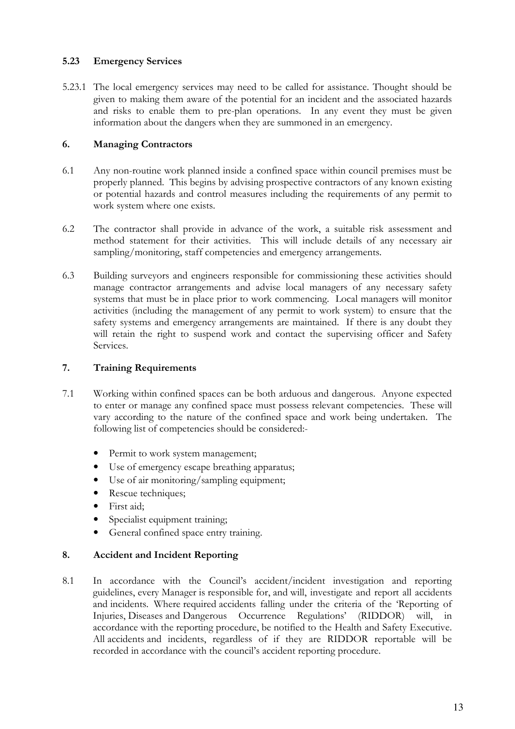### 5.23 Emergency Services

5.23.1 The local emergency services may need to be called for assistance. Thought should be given to making them aware of the potential for an incident and the associated hazards and risks to enable them to pre-plan operations. In any event they must be given information about the dangers when they are summoned in an emergency.

## 6. Managing Contractors

6.1 Any non-routine work planned inside a confined space within council premises must be properly planned. This begins by advising prospective contractors of any known existing or potential hazards and control measures including the requirements of any permit to work system where one exists.

6.2 The contractor shall provide in advance of the work, a suitable risk assessment and method statement for their activities. This will include details of any necessary air sampling/monitoring, staff competencies and emergency arrangements.

6.3 Building surveyors and engineers responsible for commissioning these activities should manage contractor arrangements and advise local managers of any necessary safety systems that must be in place prior to work commencing. Local managers will monitor activities (including the management of any permit to work system) to ensure that the safety systems and emergency arrangements are maintained. If there is any doubt they will retain the right to suspend work and contact the supervising officer and Safety Services.

## 7. Training Requirements

7.1 Working within confined spaces can be both arduous and dangerous. Anyone expected to enter or manage any confined space must possess relevant competencies. These will vary according to the nature of the confined space and work being undertaken. The following list of competencies should be considered:-

- Permit to work system management;
- Use of emergency escape breathing apparatus;
- Use of air monitoring/sampling equipment;
- Rescue techniques;
- First aid;
- Specialist equipment training;
- General confined space entry training.

## 8. Accident and Incident Reporting

8.1 In accordance with the Council's accident/incident investigation and reporting guidelines, every Manager is responsible for, and will, investigate and report all accidents and incidents. Where required accidents falling under the criteria of the 'Reporting of Injuries, Diseases and Dangerous Occurrence Regulations' (RIDDOR) will, in accordance with the reporting procedure, be notified to the Health and Safety Executive. All accidents and incidents, regardless of if they are RIDDOR reportable will be recorded in accordance with the council's accident reporting procedure.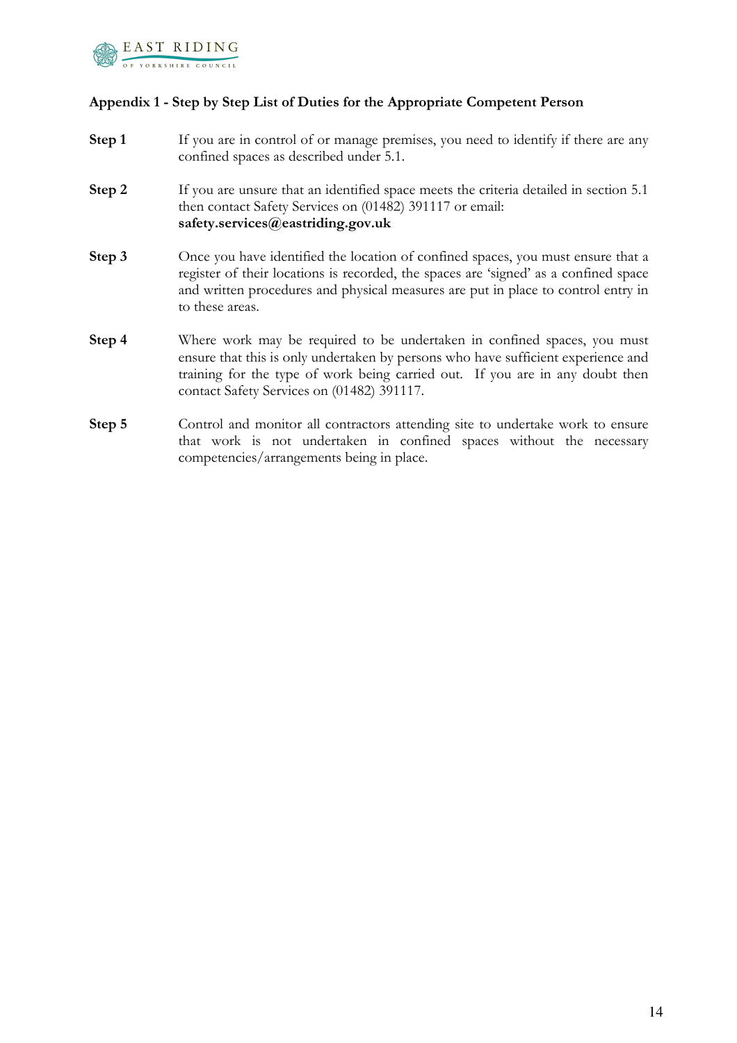### Appendix 1 - Step by Step List of Duties for the Appropriate Competent Person

**Step 1** If you are in control of or manage premises, you need to identify if there are any confined spaces as described under 5.1.

**Step 2** If you are unsure that an identified space meets the criteria detailed in section 5.1 then contact Safety Services on (01482) 391117 or email: **safety.services@eastriding.gov.uk**

**Step 3** Once you have identified the location of confined spaces, you must ensure that a register of their locations is recorded, the spaces are 'signed' as a confined space and written procedures and physical measures are put in place to control entry in to these areas.

**Step 4** Where work may be required to be undertaken in confined spaces, you must ensure that this is only undertaken by persons who have sufficient experience and training for the type of work being carried out. If you are in any doubt then contact Safety Services on (01482) 391117.

**Step 5** Control and monitor all contractors attending site to undertake work to ensure that work is not undertaken in confined spaces without the necessary competencies/arrangements being in place.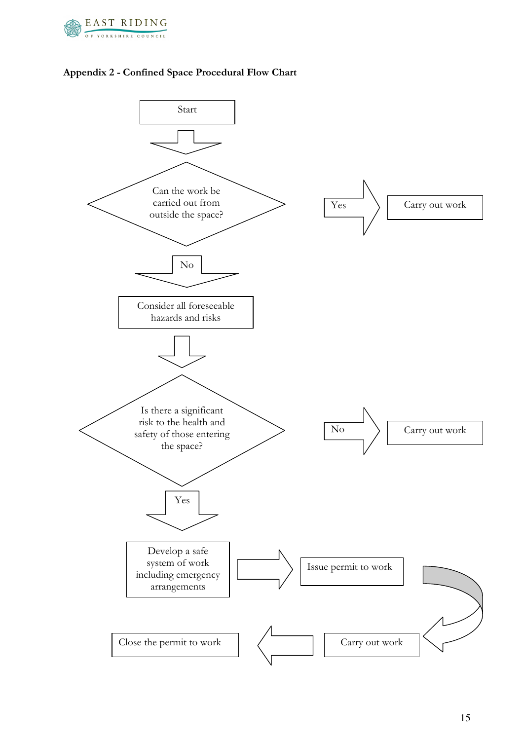**Appendix 2 - Confined Space Procedural Flow Chart**

Start

Can the work be carried out from outside the space?

Yes → Carry out work

No ↓

Consider all foreseeable hazards and risks

Is there a significant risk to the health and safety of those entering the space?

No → Carry out work

Yes ↓

Develop a safe system of work including emergency arrangements → Issue permit to work → Carry out work → Close the permit to work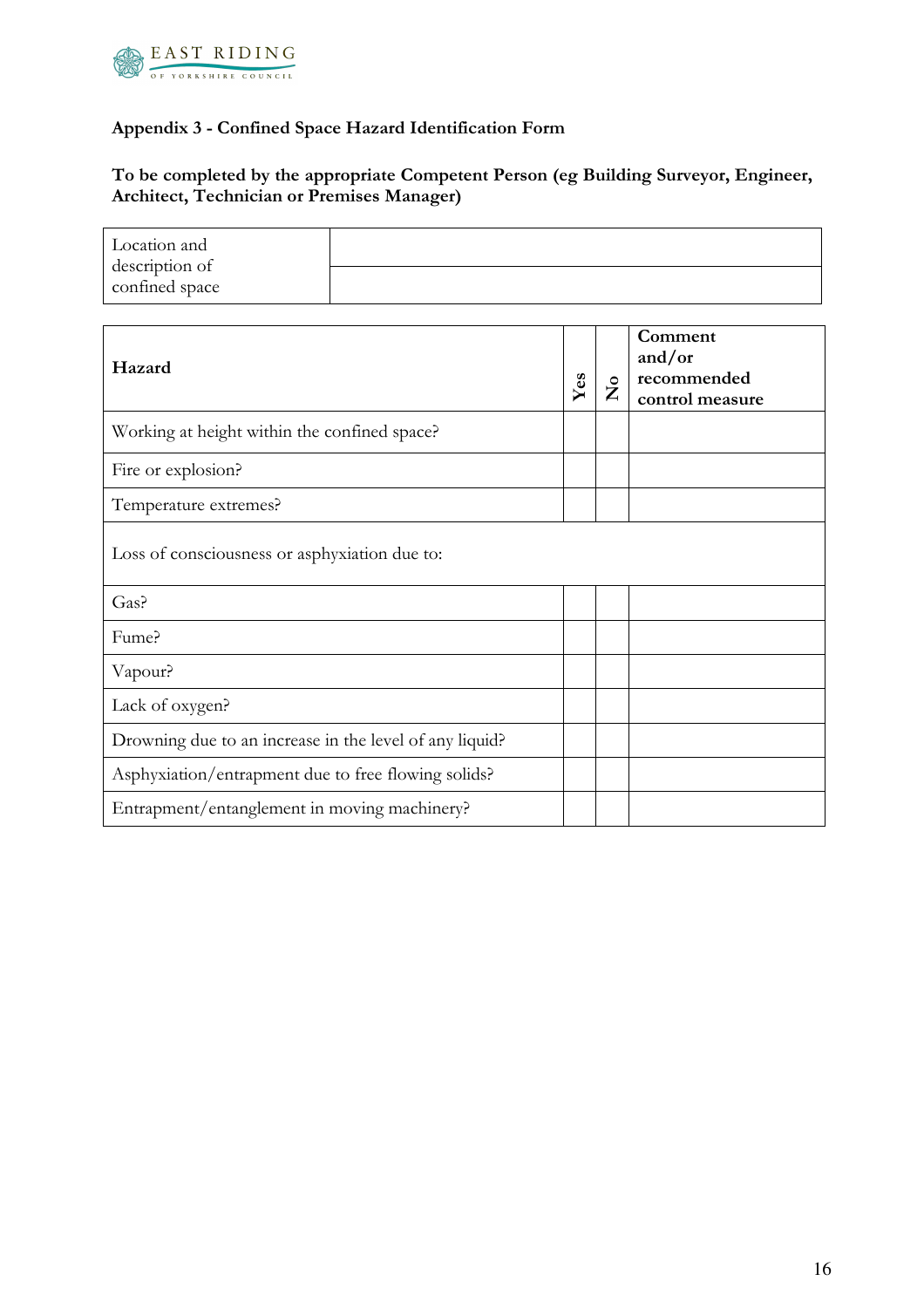**Appendix 3 - Confined Space Hazard Identification Form**

**To be completed by the appropriate Competent Person (eg Building Surveyor, Engineer, Architect, Technician or Premises Manager)**

| Location and description of confined space | |
|---|---|
| | |

| **Hazard** | **Yes** | **No** | **Comment and/or recommended control measure** |
|---|---|---|---|
| Working at height within the confined space? | | | |
| Fire or explosion? | | | |
| Temperature extremes? | | | |
| Loss of consciousness or asphyxiation due to: | | | |
| Gas? | | | |
| Fume? | | | |
| Vapour? | | | |
| Lack of oxygen? | | | |
| Drowning due to an increase in the level of any liquid? | | | |
| Asphyxiation/entrapment due to free flowing solids? | | | |
| Entrapment/entanglement in moving machinery? | | | |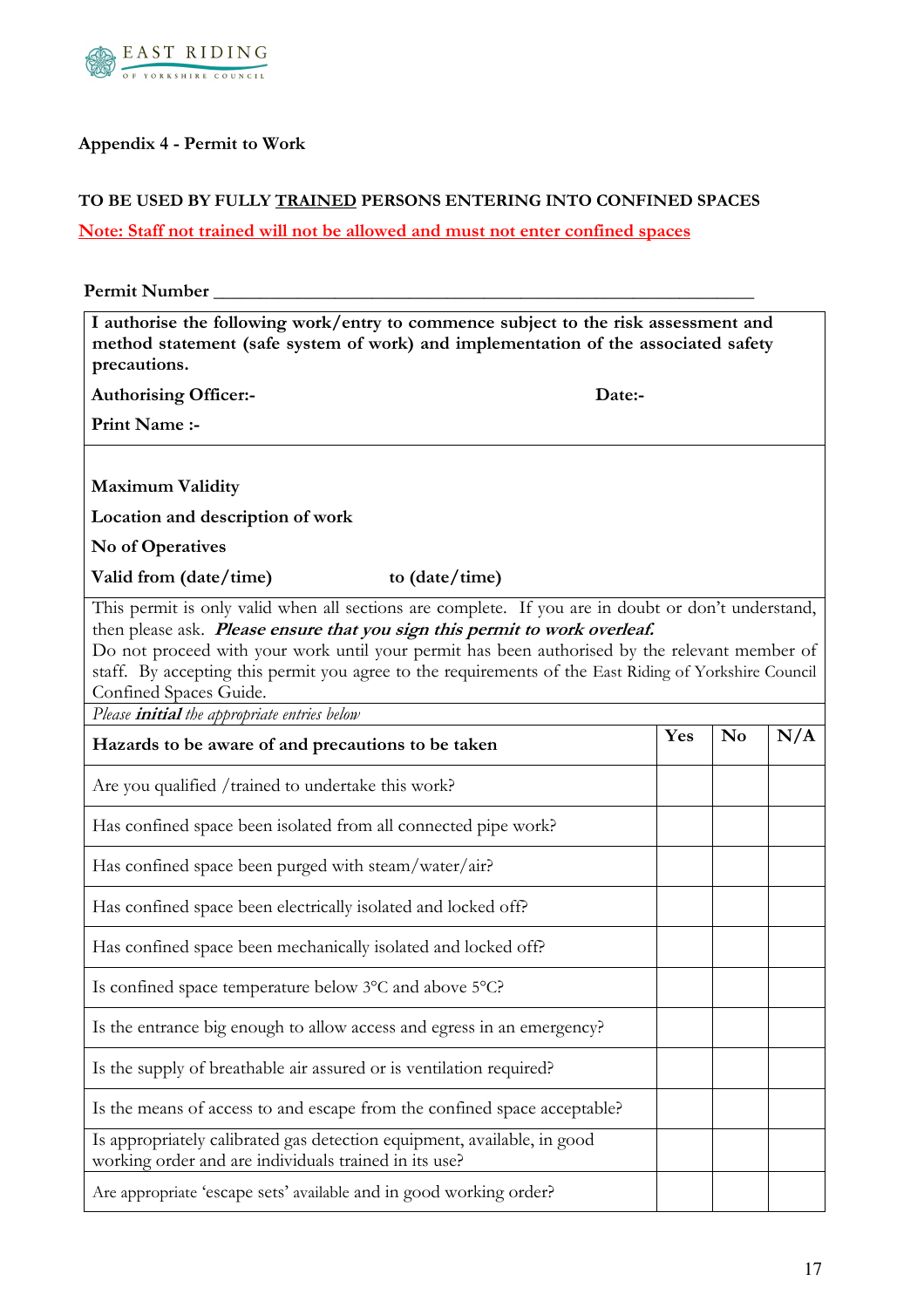### Appendix 4 - Permit to Work

**TO BE USED BY FULLY <u>TRAINED</u> PERSONS ENTERING INTO CONFINED SPACES**

<u>Note: Staff not trained will not be allowed and must not enter confined spaces</u>

**Permit Number** ____________________________________________________________

**I authorise the following work/entry to commence subject to the risk assessment and method statement (safe system of work) and implementation of the associated safety precautions.**

**Authorising Officer:-** **Date:-**

**Print Name :-**

**Maximum Validity**

**Location and description of work**

**No of Operatives**

**Valid from (date/time)** **to (date/time)**

This permit is only valid when all sections are complete. If you are in doubt or don't understand, then please ask. ***Please ensure that you sign this permit to work overleaf.***
Do not proceed with your work until your permit has been authorised by the relevant member of staff. By accepting this permit you agree to the requirements of the East Riding of Yorkshire Council Confined Spaces Guide.

*Please **initial** the appropriate entries below*

| Hazards to be aware of and precautions to be taken | Yes | No | N/A |
|---|---|---|---|
| Are you qualified /trained to undertake this work? | | | |
| Has confined space been isolated from all connected pipe work? | | | |
| Has confined space been purged with steam/water/air? | | | |
| Has confined space been electrically isolated and locked off? | | | |
| Has confined space been mechanically isolated and locked off? | | | |
| Is confined space temperature below 3°C and above 5°C? | | | |
| Is the entrance big enough to allow access and egress in an emergency? | | | |
| Is the supply of breathable air assured or is ventilation required? | | | |
| Is the means of access to and escape from the confined space acceptable? | | | |
| Is appropriately calibrated gas detection equipment, available, in good working order and are individuals trained in its use? | | | |
| Are appropriate 'escape sets' available and in good working order? | | | |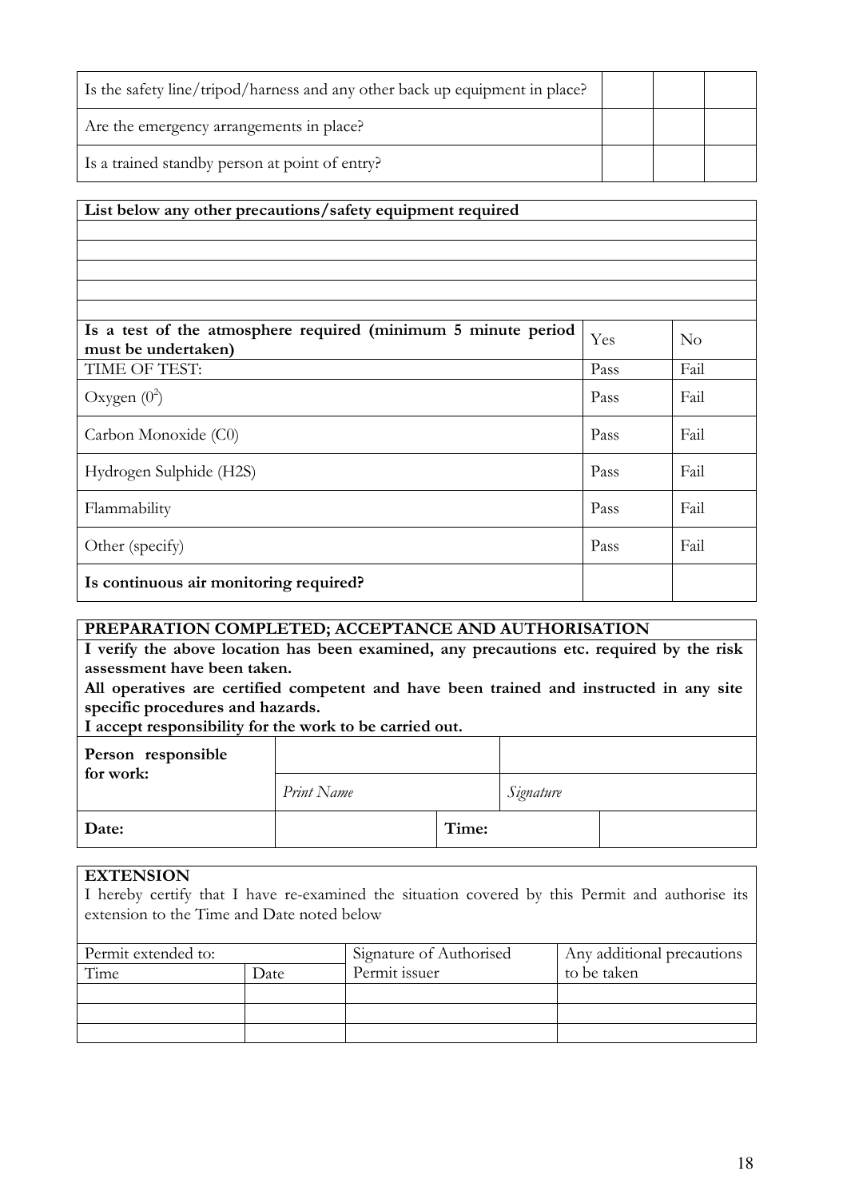| Is the safety line/tripod/harness and any other back up equipment in place? | | | |
|---|---|---|---|
| Are the emergency arrangements in place? | | | |
| Is a trained standby person at point of entry? | | | |

| **List below any other precautions/safety equipment required** | | |
|---|---|---|
| | | |
| | | |
| | | |
| | | |
| | | |
| **Is a test of the atmosphere required (minimum 5 minute period must be undertaken)** | Yes | No |
| TIME OF TEST: | Pass | Fail |
| Oxygen ($0^2$) | Pass | Fail |
| Carbon Monoxide (C0) | Pass | Fail |
| Hydrogen Sulphide (H2S) | Pass | Fail |
| Flammability | Pass | Fail |
| Other (specify) | Pass | Fail |
| **Is continuous air monitoring required?** | | |

**PREPARATION COMPLETED; ACCEPTANCE AND AUTHORISATION**

**I verify the above location has been examined, any precautions etc. required by the risk assessment have been taken.**

**All operatives are certified competent and have been trained and instructed in any site specific procedures and hazards.**

**I accept responsibility for the work to be carried out.**

| **Person responsible for work:** | | | |
|---|---|---|---|
| | *Print Name* | *Signature* | |
| **Date:** | | **Time:** | |

**EXTENSION**

I hereby certify that I have re-examined the situation covered by this Permit and authorise its extension to the Time and Date noted below

| Permit extended to: | | Signature of Authorised Permit issuer | Any additional precautions to be taken |
|---|---|---|---|
| Time | Date | | |
| | | | |
| | | | |
| | | | |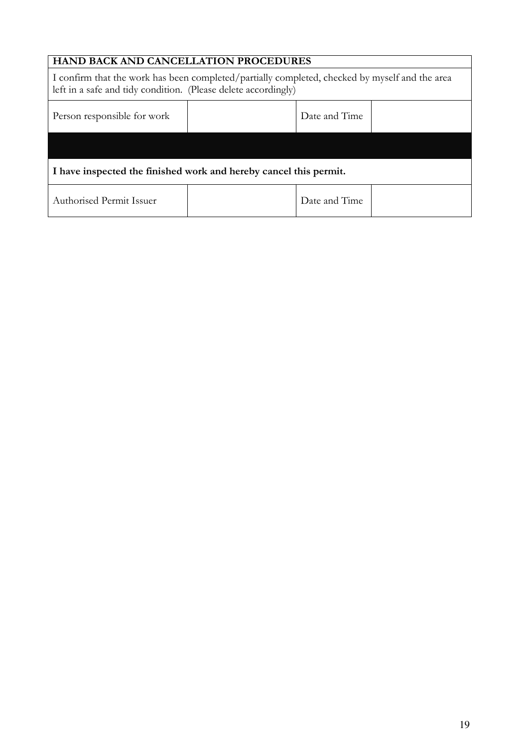| **HAND BACK AND CANCELLATION PROCEDURES** | | | |
|---|---|---|---|
| I confirm that the work has been completed/partially completed, checked by myself and the area left in a safe and tidy condition. (Please delete accordingly) | | | |
| Person responsible for work | | Date and Time | |
| | | | |
| **I have inspected the finished work and hereby cancel this permit.** | | | |
| Authorised Permit Issuer | | Date and Time | |